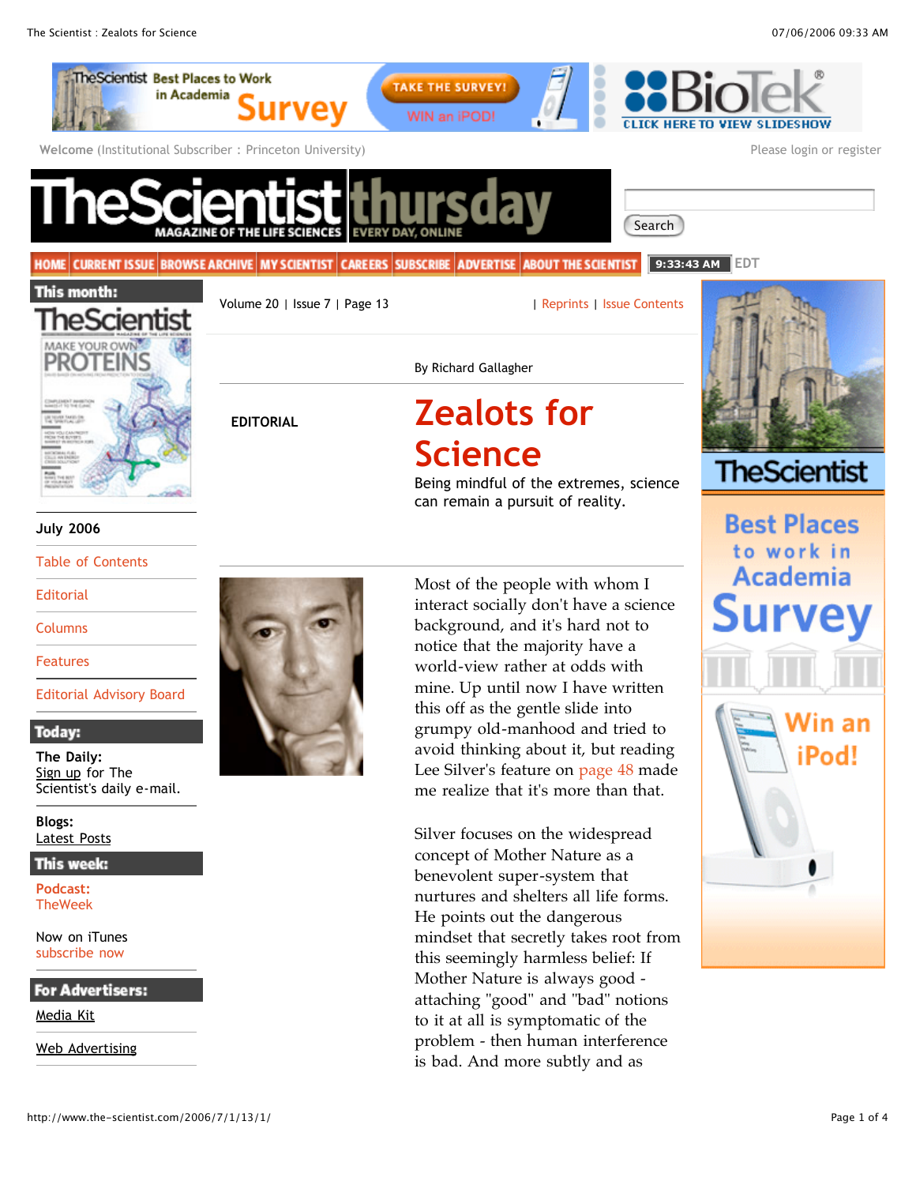EDITORIAL

By Richard Gallagher

# Zealots for Science

Being mindful of the extremes, science can remain a pursuit of reality.

Most of the people with whom I interact socially don't have a science background, and it's hard not to notice that the majority have a world-view rather at odds with mine. Up until now I have written this off as the gentle slide into grumpy old-manhood and tried to avoid thinking about it, but reading Lee Silver's feature on page 48 made me realize that it's more than that.

Silver focuses on the widespread concept of Mother Nature as a benevolent super-system that nurtures and shelters all life forms. He points out the dangerous mindset that secretly takes root from this seemingly harmless belief: If Mother Nature is always good - attaching "good" and "bad" notions to it at all is symptomatic of the problem - then human interference is bad. And more subtly and as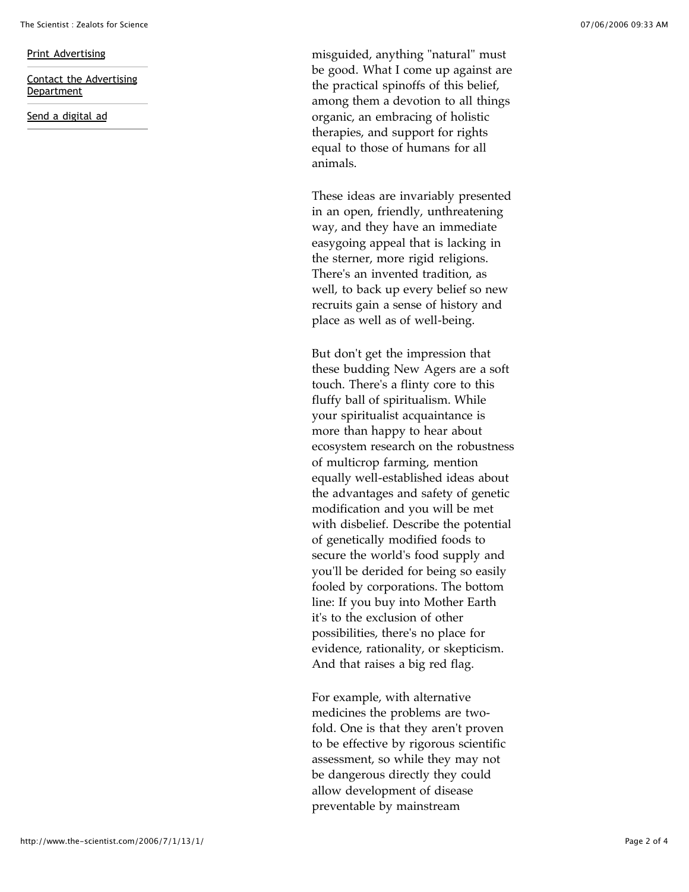misguided, anything "natural" must be good. What I come up against are the practical spinoffs of this belief, among them a devotion to all things organic, an embracing of holistic therapies, and support for rights equal to those of humans for all animals.

These ideas are invariably presented in an open, friendly, unthreatening way, and they have an immediate easygoing appeal that is lacking in the sterner, more rigid religions. There's an invented tradition, as well, to back up every belief so new recruits gain a sense of history and place as well as of well-being.

But don't get the impression that these budding New Agers are a soft touch. There's a flinty core to this fluffy ball of spiritualism. While your spiritualist acquaintance is more than happy to hear about ecosystem research on the robustness of multicrop farming, mention equally well-established ideas about the advantages and safety of genetic modification and you will be met with disbelief. Describe the potential of genetically modified foods to secure the world's food supply and you'll be derided for being so easily fooled by corporations. The bottom line: If you buy into Mother Earth it's to the exclusion of other possibilities, there's no place for evidence, rationality, or skepticism. And that raises a big red flag.

For example, with alternative medicines the problems are two-fold. One is that they aren't proven to be effective by rigorous scientific assessment, so while they may not be dangerous directly they could allow development of disease preventable by mainstream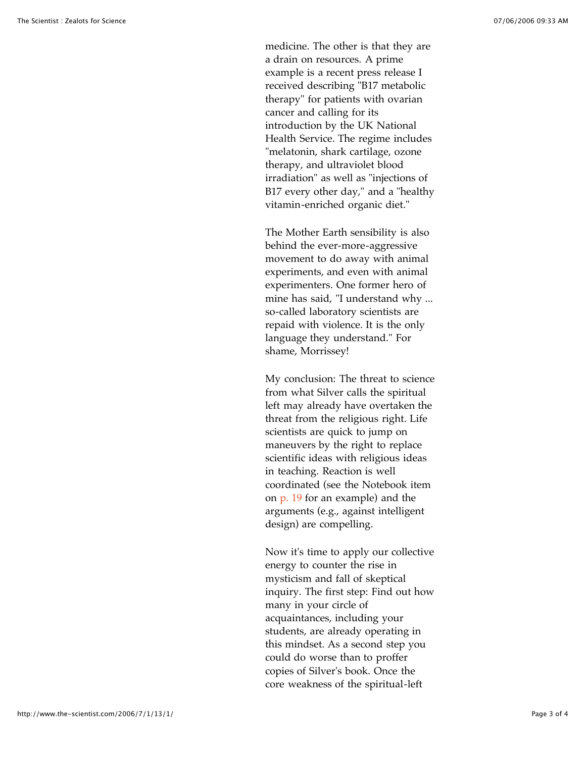medicine. The other is that they are a drain on resources. A prime example is a recent press release I received describing "B17 metabolic therapy" for patients with ovarian cancer and calling for its introduction by the UK National Health Service. The regime includes "melatonin, shark cartilage, ozone therapy, and ultraviolet blood irradiation" as well as "injections of B17 every other day," and a "healthy vitamin-enriched organic diet."

The Mother Earth sensibility is also behind the ever-more-aggressive movement to do away with animal experiments, and even with animal experimenters. One former hero of mine has said, "I understand why ... so-called laboratory scientists are repaid with violence. It is the only language they understand." For shame, Morrissey!

My conclusion: The threat to science from what Silver calls the spiritual left may already have overtaken the threat from the religious right. Life scientists are quick to jump on maneuvers by the right to replace scientific ideas with religious ideas in teaching. Reaction is well coordinated (see the Notebook item on p. 19 for an example) and the arguments (e.g., against intelligent design) are compelling.

Now it's time to apply our collective energy to counter the rise in mysticism and fall of skeptical inquiry. The first step: Find out how many in your circle of acquaintances, including your students, are already operating in this mindset. As a second step you could do worse than to proffer copies of Silver's book. Once the core weakness of the spiritual-left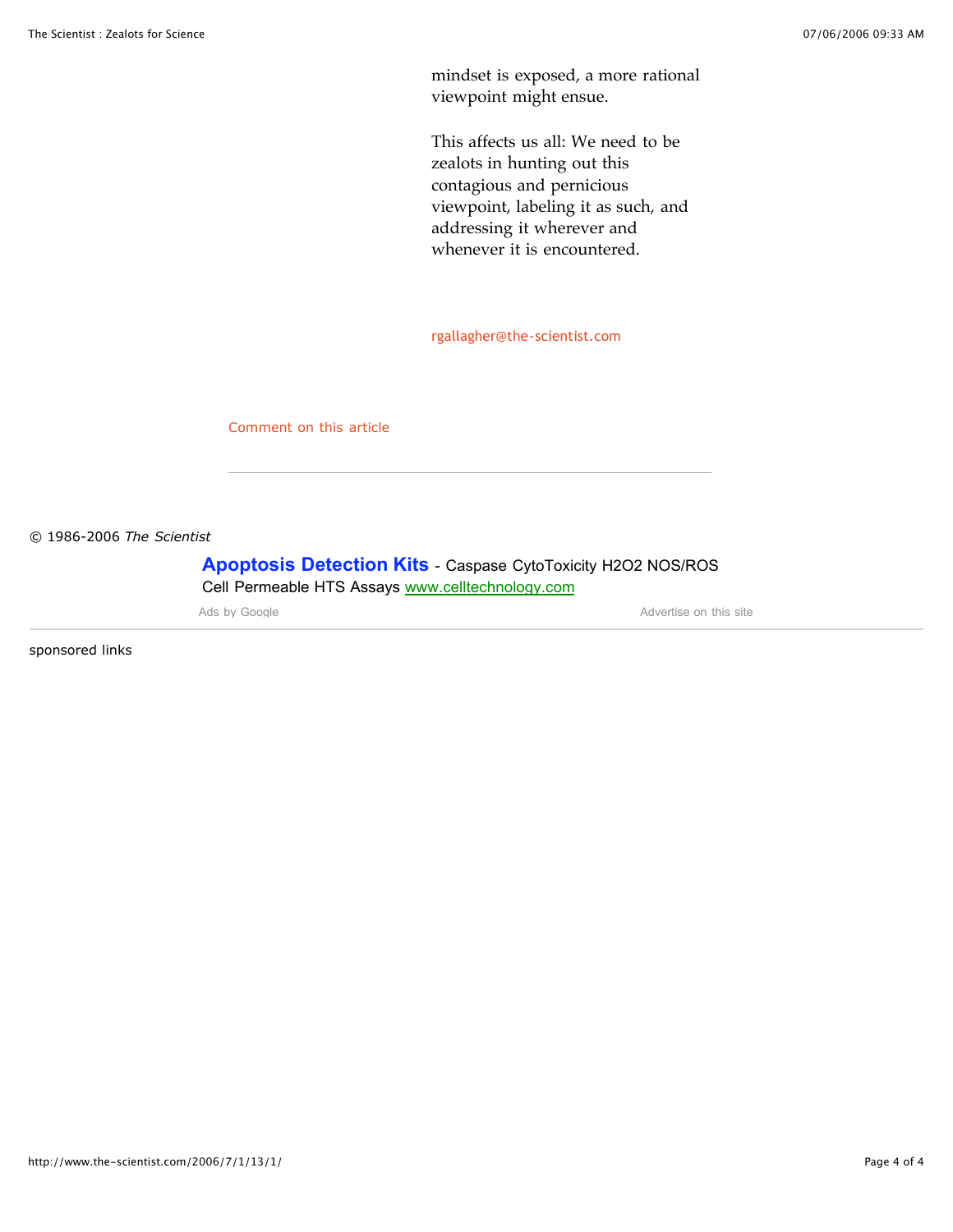mindset is exposed, a more rational viewpoint might ensue.

This affects us all: We need to be zealots in hunting out this contagious and pernicious viewpoint, labeling it as such, and addressing it wherever and whenever it is encountered.

rgallagher@the-scientist.com

Comment on this article

---

© 1986-2006 *The Scientist*

**Apoptosis Detection Kits** - Caspase CytoToxicity H2O2 NOS/ROS Cell Permeable HTS Assays www.celltechnology.com

Ads by Google          Advertise on this site

sponsored links